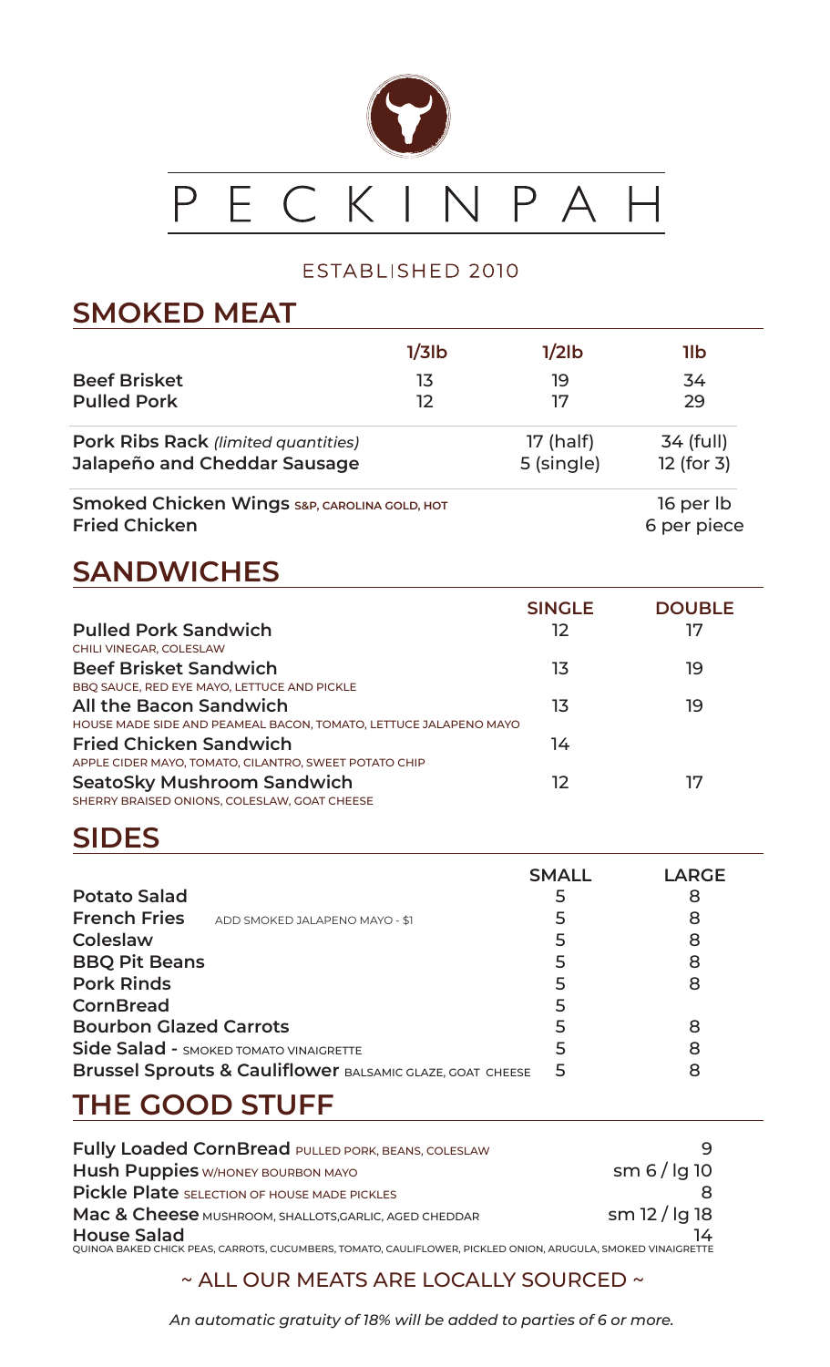# PECKINPAH

ESTABLISHED 2010

## SMOKED MEAT

| | 1/3lb | 1/2lb | 1lb |
|---|---|---|---|
| **Beef Brisket** | 13 | 19 | 34 |
| **Pulled Pork** | 12 | 17 | 29 |
| **Pork Ribs Rack** *(limited quantities)* | | 17 (half) | 34 (full) |
| **Jalapeño and Cheddar Sausage** | | 5 (single) | 12 (for 3) |
| **Smoked Chicken Wings** S&P, CAROLINA GOLD, HOT | | | 16 per lb |
| **Fried Chicken** | | | 6 per piece |

## SANDWICHES

| | SINGLE | DOUBLE |
|---|---|---|
| **Pulled Pork Sandwich**<br>CHILI VINEGAR, COLESLAW | 12 | 17 |
| **Beef Brisket Sandwich**<br>BBQ SAUCE, RED EYE MAYO, LETTUCE AND PICKLE | 13 | 19 |
| **All the Bacon Sandwich**<br>HOUSE MADE SIDE AND PEAMEAL BACON, TOMATO, LETTUCE JALAPENO MAYO | 13 | 19 |
| **Fried Chicken Sandwich**<br>APPLE CIDER MAYO, TOMATO, CILANTRO, SWEET POTATO CHIP | 14 | |
| **SeatoSky Mushroom Sandwich**<br>SHERRY BRAISED ONIONS, COLESLAW, GOAT CHEESE | 12 | 17 |

## SIDES

| | SMALL | LARGE |
|---|---|---|
| **Potato Salad** | 5 | 8 |
| **French Fries** ADD SMOKED JALAPENO MAYO - $1 | 5 | 8 |
| **Coleslaw** | 5 | 8 |
| **BBQ Pit Beans** | 5 | 8 |
| **Pork Rinds** | 5 | 8 |
| **CornBread** | 5 | |
| **Bourbon Glazed Carrots** | 5 | 8 |
| **Side Salad** - SMOKED TOMATO VINAIGRETTE | 5 | 8 |
| **Brussel Sprouts & Cauliflower** BALSAMIC GLAZE, GOAT CHEESE | 5 | 8 |

## THE GOOD STUFF

| | |
|---|---|
| **Fully Loaded CornBread** PULLED PORK, BEANS, COLESLAW | 9 |
| **Hush Puppies** W/HONEY BOURBON MAYO | sm 6 / lg 10 |
| **Pickle Plate** SELECTION OF HOUSE MADE PICKLES | 8 |
| **Mac & Cheese** MUSHROOM, SHALLOTS,GARLIC, AGED CHEDDAR | sm 12 / lg 18 |
| **House Salad**<br>QUINOA BAKED CHICK PEAS, CARROTS, CUCUMBERS, TOMATO, CAULIFLOWER, PICKLED ONION, ARUGULA, SMOKED VINAIGRETTE | 14 |

~ ALL OUR MEATS ARE LOCALLY SOURCED ~

*An automatic gratuity of 18% will be added to parties of 6 or more.*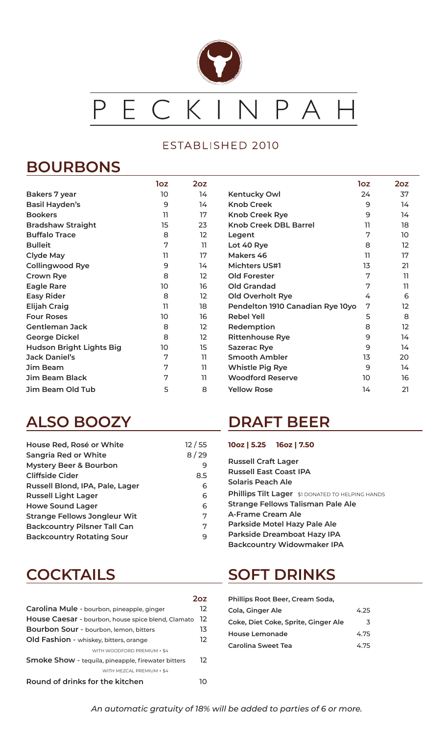# PECKINPAH

ESTABLISHED 2010

## BOURBONS

| | 1oz | 2oz |
|---|---|---|
| Bakers 7 year | 10 | 14 |
| Basil Hayden's | 9 | 14 |
| Bookers | 11 | 17 |
| Bradshaw Straight | 15 | 23 |
| Buffalo Trace | 8 | 12 |
| Bulleit | 7 | 11 |
| Clyde May | 11 | 17 |
| Collingwood Rye | 9 | 14 |
| Crown Rye | 8 | 12 |
| Eagle Rare | 10 | 16 |
| Easy Rider | 8 | 12 |
| Elijah Craig | 11 | 18 |
| Four Roses | 10 | 16 |
| Gentleman Jack | 8 | 12 |
| George Dickel | 8 | 12 |
| Hudson Bright Lights Big | 10 | 15 |
| Jack Daniel's | 7 | 11 |
| Jim Beam | 7 | 11 |
| Jim Beam Black | 7 | 11 |
| Jim Beam Old Tub | 5 | 8 |
| Kentucky Owl | 24 | 37 |
| Knob Creek | 9 | 14 |
| Knob Creek Rye | 9 | 14 |
| Knob Creek DBL Barrel | 11 | 18 |
| Legent | 7 | 10 |
| Lot 40 Rye | 8 | 12 |
| Makers 46 | 11 | 17 |
| Michters US#1 | 13 | 21 |
| Old Forester | 7 | 11 |
| Old Grandad | 7 | 11 |
| Old Overholt Rye | 4 | 6 |
| Pendelton 1910 Canadian Rye 10yo | 7 | 12 |
| Rebel Yell | 5 | 8 |
| Redemption | 8 | 12 |
| Rittenhouse Rye | 9 | 14 |
| Sazerac Rye | 9 | 14 |
| Smooth Ambler | 13 | 20 |
| Whistle Pig Rye | 9 | 14 |
| Woodford Reserve | 10 | 16 |
| Yellow Rose | 14 | 21 |

## ALSO BOOZY

| | |
|---|---|
| House Red, Rosé or White | 12 / 55 |
| Sangria Red or White | 8 / 29 |
| Mystery Beer & Bourbon | 9 |
| Cliffside Cider | 8.5 |
| Russell Blond, IPA, Pale, Lager | 6 |
| Russell Light Lager | 6 |
| Howe Sound Lager | 6 |
| Strange Fellows Jongleur Wit | 7 |
| Backcountry Pilsner Tall Can | 7 |
| Backcountry Rotating Sour | 9 |

## DRAFT BEER

**10oz | 5.25 16oz | 7.50**

- Russell Craft Lager
- Russell East Coast IPA
- Solaris Peach Ale
- Phillips Tilt Lager — $1 DONATED TO HELPING HANDS
- Strange Fellows Talisman Pale Ale
- A-Frame Cream Ale
- Parkside Motel Hazy Pale Ale
- Parkside Dreamboat Hazy IPA
- Backcountry Widowmaker IPA

## COCKTAILS

| | 2oz |
|---|---|
| **Carolina Mule** - bourbon, pineapple, ginger | 12 |
| **House Caesar** - bourbon, house spice blend, Clamato | 12 |
| **Bourbon Sour** - bourbon, lemon, bitters | 13 |
| **Old Fashion** - whiskey, bitters, orange (WITH WOODFORD PREMIUM + $4) | 12 |
| **Smoke Show** - tequila, pineapple, firewater bitters (WITH MEZCAL PREMIUM + $4) | 12 |
| **Round of drinks for the kitchen** | 10 |

## SOFT DRINKS

| | |
|---|---|
| Phillips Root Beer, Cream Soda, Cola, Ginger Ale | 4.25 |
| Coke, Diet Coke, Sprite, Ginger Ale | 3 |
| House Lemonade | 4.75 |
| Carolina Sweet Tea | 4.75 |

*An automatic gratuity of 18% will be added to parties of 6 or more.*